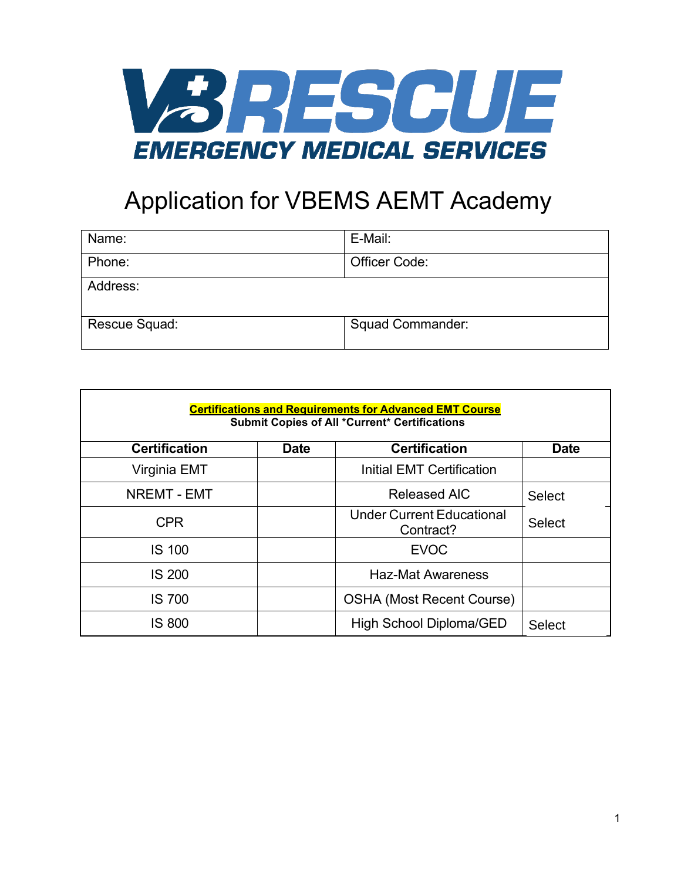VBRESCUE EMERGENCY MEDICAL SERVICES

# Application for VBEMS AEMT Academy

| Name: | E-Mail: |
| --- | --- |
| Phone: | Officer Code: |
| Address: | |
| Rescue Squad: | Squad Commander: |

**Certifications and Requirements for Advanced EMT Course**
**Submit Copies of All *Current* Certifications**

| Certification | Date | Certification | Date |
| --- | --- | --- | --- |
| Virginia EMT | | Initial EMT Certification | |
| NREMT - EMT | | Released AIC | Select |
| CPR | | Under Current Educational Contract? | Select |
| IS 100 | | EVOC | |
| IS 200 | | Haz-Mat Awareness | |
| IS 700 | | OSHA (Most Recent Course) | |
| IS 800 | | High School Diploma/GED | Select |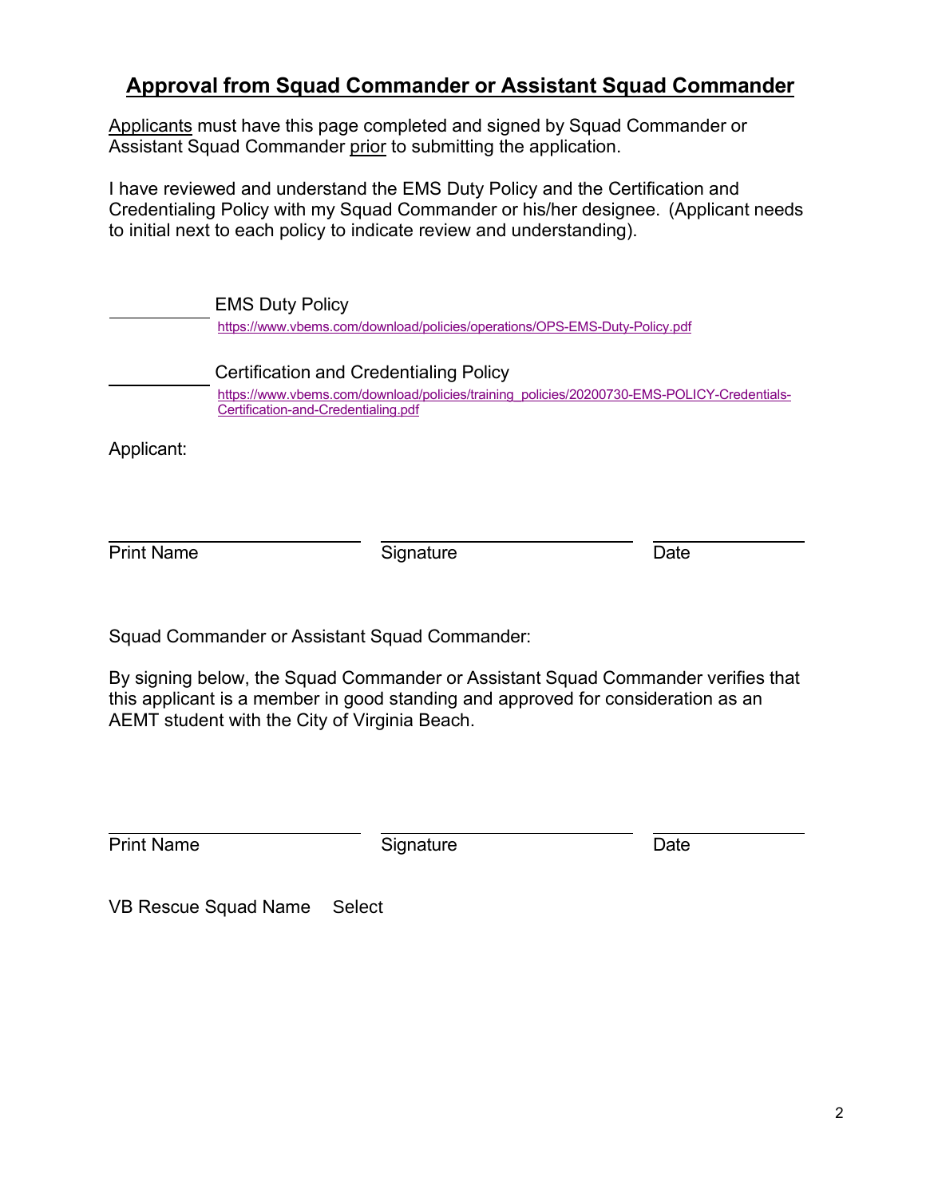## Approval from Squad Commander or Assistant Squad Commander

Applicants must have this page completed and signed by Squad Commander or Assistant Squad Commander prior to submitting the application.

I have reviewed and understand the EMS Duty Policy and the Certification and Credentialing Policy with my Squad Commander or his/her designee. (Applicant needs to initial next to each policy to indicate review and understanding).

\_\_\_\_\_\_\_\_\_\_ EMS Duty Policy
https://www.vbems.com/download/policies/operations/OPS-EMS-Duty-Policy.pdf

\_\_\_\_\_\_\_\_\_\_ Certification and Credentialing Policy
https://www.vbems.com/download/policies/training_policies/20200730-EMS-POLICY-Credentials-Certification-and-Credentialing.pdf

Applicant:

| Print Name | Signature | Date |
|---|---|---|
| | | |

Squad Commander or Assistant Squad Commander:

By signing below, the Squad Commander or Assistant Squad Commander verifies that this applicant is a member in good standing and approved for consideration as an AEMT student with the City of Virginia Beach.

| Print Name | Signature | Date |
|---|---|---|
| | | |

VB Rescue Squad Name Select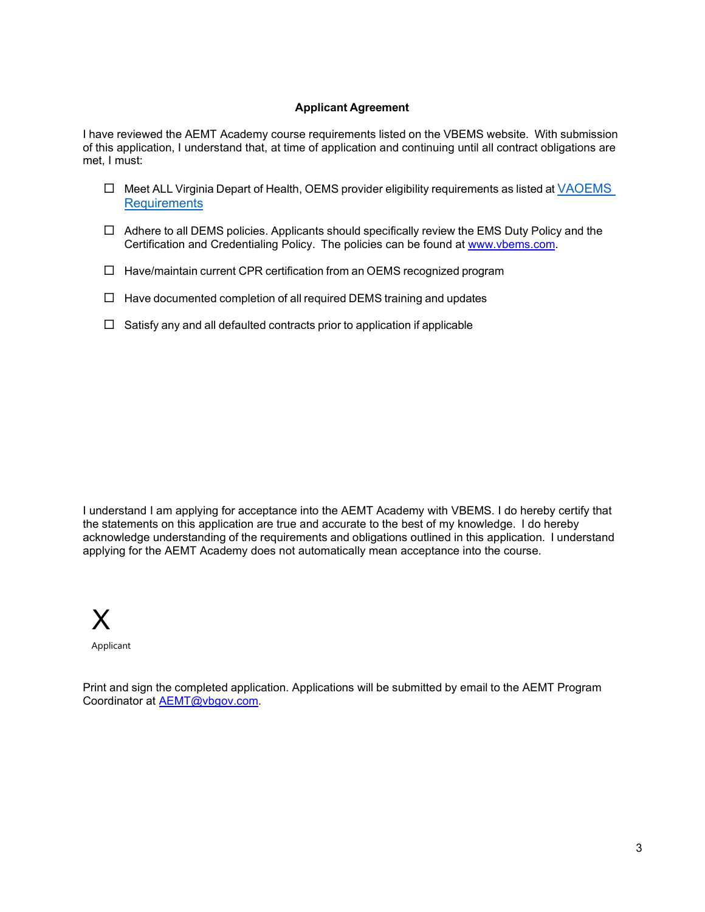**Applicant Agreement**

I have reviewed the AEMT Academy course requirements listed on the VBEMS website. With submission of this application, I understand that, at time of application and continuing until all contract obligations are met, I must:

- ☐ Meet ALL Virginia Depart of Health, OEMS provider eligibility requirements as listed at [VAOEMS Requirements]
- ☐ Adhere to all DEMS policies. Applicants should specifically review the EMS Duty Policy and the Certification and Credentialing Policy. The policies can be found at www.vbems.com.
- ☐ Have/maintain current CPR certification from an OEMS recognized program
- ☐ Have documented completion of all required DEMS training and updates
- ☐ Satisfy any and all defaulted contracts prior to application if applicable

I understand I am applying for acceptance into the AEMT Academy with VBEMS. I do hereby certify that the statements on this application are true and accurate to the best of my knowledge. I do hereby acknowledge understanding of the requirements and obligations outlined in this application. I understand applying for the AEMT Academy does not automatically mean acceptance into the course.

X

Applicant

Print and sign the completed application. Applications will be submitted by email to the AEMT Program Coordinator at AEMT@vbgov.com.